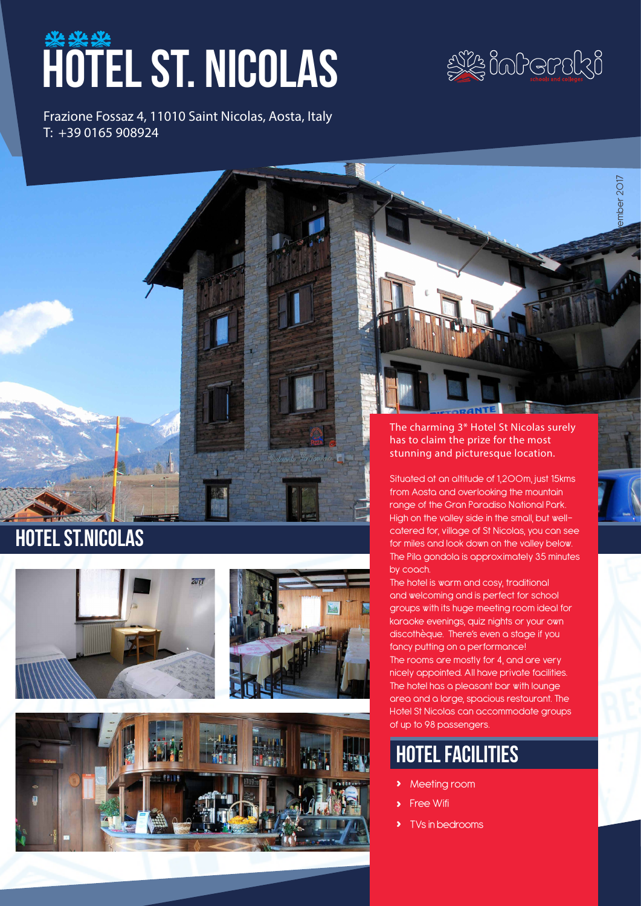# HOTEL ST. NICOLAS

Frazione Fossaz 4, 11010 Saint Nicolas, Aosta, Italy
T: +39 0165 908924

## HOTEL ST.NICOLAS

The charming 3* Hotel St Nicolas surely has to claim the prize for the most stunning and picturesque location.

Situated at an altitude of 1,200m, just 15kms from Aosta and overlooking the mountain range of the Gran Paradiso National Park. High on the valley side in the small, but well-catered for, village of St Nicolas, you can see for miles and look down on the valley below. The Pila gondola is approximately 35 minutes by coach.

The hotel is warm and cosy, traditional and welcoming and is perfect for school groups with its huge meeting room ideal for karaoke evenings, quiz nights or your own discothèque. There's even a stage if you fancy putting on a performance!

The rooms are mostly for 4, and are very nicely appointed. All have private facilities. The hotel has a pleasant bar with lounge area and a large, spacious restaurant. The Hotel St Nicolas can accommodate groups of up to 98 passengers.

## HOTEL FACILITIES

- Meeting room
- Free Wifi
- TVs in bedrooms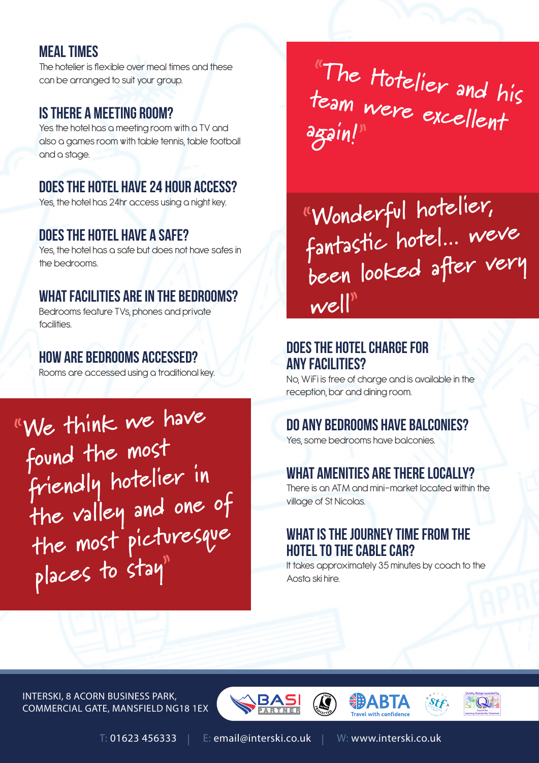## MEAL TIMES

The hotelier is flexible over meal times and these can be arranged to suit your group.

## IS THERE A MEETING ROOM?

Yes the hotel has a meeting room with a TV and also a games room with table tennis, table football and a stage.

## DOES THE HOTEL HAVE 24 HOUR ACCESS?

Yes, the hotel has 24hr access using a night key.

## DOES THE HOTEL HAVE A SAFE?

Yes, the hotel has a safe but does not have safes in the bedrooms.

## WHAT FACILITIES ARE IN THE BEDROOMS?

Bedrooms feature TVs, phones and private facilities.

## HOW ARE BEDROOMS ACCESSED?

Rooms are accessed using a traditional key.

"We think we have found the most friendly hotelier in the valley and one of the most picturesque places to stay"

"The Hotelier and his team were excellent again!"

"Wonderful hotelier, fantastic hotel... weve been looked after very well"

## DOES THE HOTEL CHARGE FOR ANY FACILITIES?

No, WiFi is free of charge and is available in the reception, bar and dining room.

## DO ANY BEDROOMS HAVE BALCONIES?

Yes, some bedrooms have balconies.

## WHAT AMENITIES ARE THERE LOCALLY?

There is an ATM and mini-market located within the village of St Nicolas.

## WHAT IS THE JOURNEY TIME FROM THE HOTEL TO THE CABLE CAR?

It takes approximately 35 minutes by coach to the Aosta ski hire.

INTERSKI, 8 ACORN BUSINESS PARK, COMMERCIAL GATE, MANSFIELD NG18 1EX

T: 01623 456333 | E: email@interski.co.uk | W: www.interski.co.uk